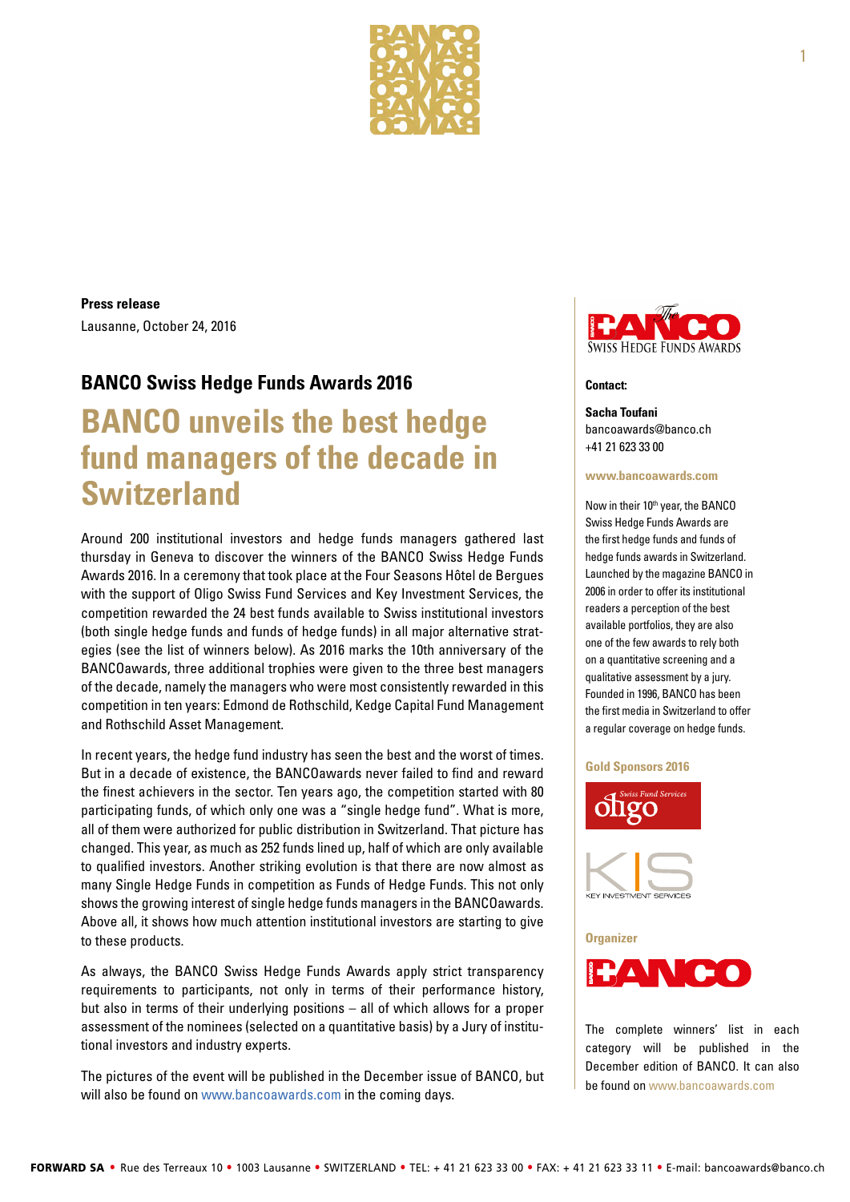**Press release**
Lausanne, October 24, 2016

## BANCO Swiss Hedge Funds Awards 2016

# BANCO unveils the best hedge fund managers of the decade in Switzerland

Around 200 institutional investors and hedge funds managers gathered last thursday in Geneva to discover the winners of the BANCO Swiss Hedge Funds Awards 2016. In a ceremony that took place at the Four Seasons Hôtel de Bergues with the support of Oligo Swiss Fund Services and Key Investment Services, the competition rewarded the 24 best funds available to Swiss institutional investors (both single hedge funds and funds of hedge funds) in all major alternative strategies (see the list of winners below). As 2016 marks the 10th anniversary of the BANCOawards, three additional trophies were given to the three best managers of the decade, namely the managers who were most consistently rewarded in this competition in ten years: Edmond de Rothschild, Kedge Capital Fund Management and Rothschild Asset Management.

In recent years, the hedge fund industry has seen the best and the worst of times. But in a decade of existence, the BANCOawards never failed to find and reward the finest achievers in the sector. Ten years ago, the competition started with 80 participating funds, of which only one was a "single hedge fund". What is more, all of them were authorized for public distribution in Switzerland. That picture has changed. This year, as much as 252 funds lined up, half of which are only available to qualified investors. Another striking evolution is that there are now almost as many Single Hedge Funds in competition as Funds of Hedge Funds. This not only shows the growing interest of single hedge funds managers in the BANCOawards. Above all, it shows how much attention institutional investors are starting to give to these products.

As always, the BANCO Swiss Hedge Funds Awards apply strict transparency requirements to participants, not only in terms of their performance history, but also in terms of their underlying positions – all of which allows for a proper assessment of the nominees (selected on a quantitative basis) by a Jury of institutional investors and industry experts.

The pictures of the event will be published in the December issue of BANCO, but will also be found on www.bancoawards.com in the coming days.

The BANCO Swiss Hedge Funds Awards

**Contact:**

**Sacha Toufani**
bancoawards@banco.ch
+41 21 623 33 00

**www.bancoawards.com**

Now in their 10th year, the BANCO Swiss Hedge Funds Awards are the first hedge funds and funds of hedge funds awards in Switzerland. Launched by the magazine BANCO in 2006 in order to offer its institutional readers a perception of the best available portfolios, they are also one of the few awards to rely both on a quantitative screening and a qualitative assessment by a jury. Founded in 1996, BANCO has been the first media in Switzerland to offer a regular coverage on hedge funds.

**Gold Sponsors 2016**

Oligo Swiss Fund Services

KIS Key Investment Services

**Organizer**

BANCO

The complete winners' list in each category will be published in the December edition of BANCO. It can also be found on www.bancoawards.com

**FORWARD SA** • Rue des Terreaux 10 • 1003 Lausanne • SWITZERLAND • TEL: + 41 21 623 33 00 • FAX: + 41 21 623 33 11 • E-mail: bancoawards@banco.ch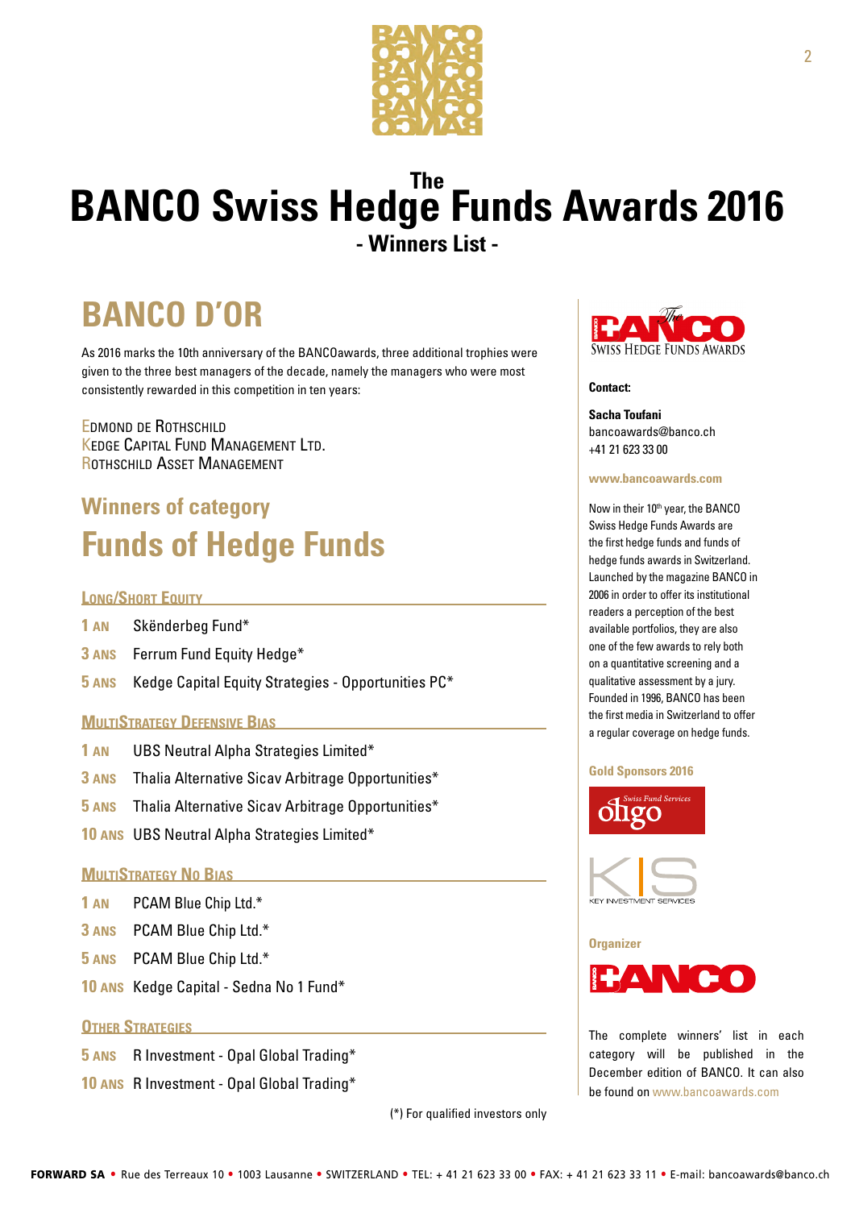# The BANCO Swiss Hedge Funds Awards 2016

## - Winners List -

## BANCO D'OR

As 2016 marks the 10th anniversary of the BANCOawards, three additional trophies were given to the three best managers of the decade, namely the managers who were most consistently rewarded in this competition in ten years:

Edmond de Rothschild
Kedge Capital Fund Management Ltd.
Rothschild Asset Management

### Winners of category

## Funds of Hedge Funds

#### Long/Short Equity

- **1 AN** Skënderbeg Fund*
- **3 ANS** Ferrum Fund Equity Hedge*
- **5 ANS** Kedge Capital Equity Strategies - Opportunities PC*

#### MultiStrategy Defensive Bias

- **1 AN** UBS Neutral Alpha Strategies Limited*
- **3 ANS** Thalia Alternative Sicav Arbitrage Opportunities*
- **5 ANS** Thalia Alternative Sicav Arbitrage Opportunities*
- **10 ANS** UBS Neutral Alpha Strategies Limited*

#### MultiStrategy No Bias

- **1 AN** PCAM Blue Chip Ltd.*
- **3 ANS** PCAM Blue Chip Ltd.*
- **5 ANS** PCAM Blue Chip Ltd.*
- **10 ANS** Kedge Capital - Sedna No 1 Fund*

#### Other Strategies

- **5 ANS** R Investment - Opal Global Trading*
- **10 ANS** R Investment - Opal Global Trading*

(*) For qualified investors only

---

The BANCO Swiss Hedge Funds Awards

**Contact:**

**Sacha Toufani**
bancoawards@banco.ch
+41 21 623 33 00

**www.bancoawards.com**

Now in their 10th year, the BANCO Swiss Hedge Funds Awards are the first hedge funds and funds of hedge funds awards in Switzerland. Launched by the magazine BANCO in 2006 in order to offer its institutional readers a perception of the best available portfolios, they are also one of the few awards to rely both on a quantitative screening and a qualitative assessment by a jury. Founded in 1996, BANCO has been the first media in Switzerland to offer a regular coverage on hedge funds.

**Gold Sponsors 2016**

Swiss Fund Services oligo

KIS Key Investment Services

**Organizer**

BANCO

The complete winners' list in each category will be published in the December edition of BANCO. It can also be found on www.bancoawards.com

**FORWARD SA** • Rue des Terreaux 10 • 1003 Lausanne • SWITZERLAND • TEL: + 41 21 623 33 00 • FAX: + 41 21 623 33 11 • E-mail: bancoawards@banco.ch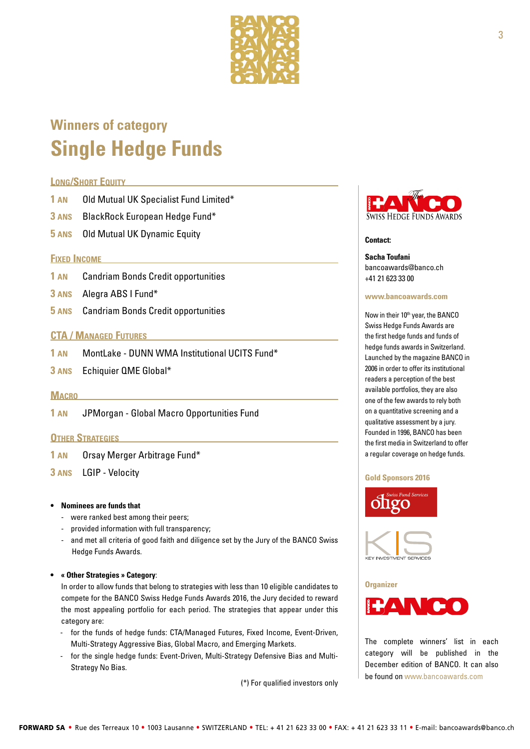## Winners of category

# Single Hedge Funds

### Long/Short Equity

- **1 AN** Old Mutual UK Specialist Fund Limited*
- **3 ANS** BlackRock European Hedge Fund*
- **5 ANS** Old Mutual UK Dynamic Equity

### Fixed Income

- **1 AN** Candriam Bonds Credit opportunities
- **3 ANS** Alegra ABS I Fund*
- **5 ANS** Candriam Bonds Credit opportunities

### CTA / Managed Futures

- **1 AN** MontLake - DUNN WMA Institutional UCITS Fund*
- **3 ANS** Echiquier QME Global*

### Macro

- **1 AN** JPMorgan - Global Macro Opportunities Fund

### Other Strategies

- **1 AN** Orsay Merger Arbitrage Fund*
- **3 ANS** LGIP - Velocity

- **Nominees are funds that**
  - were ranked best among their peers;
  - provided information with full transparency;
  - and met all criteria of good faith and diligence set by the Jury of the BANCO Swiss Hedge Funds Awards.

- **« Other Strategies » Category**:
  In order to allow funds that belong to strategies with less than 10 eligible candidates to compete for the BANCO Swiss Hedge Funds Awards 2016, the Jury decided to reward the most appealing portfolio for each period. The strategies that appear under this category are:
  - for the funds of hedge funds: CTA/Managed Futures, Fixed Income, Event-Driven, Multi-Strategy Aggressive Bias, Global Macro, and Emerging Markets.
  - for the single hedge funds: Event-Driven, Multi-Strategy Defensive Bias and Multi-Strategy No Bias.

(*) For qualified investors only

The BANCO Swiss Hedge Funds Awards

**Contact:**

**Sacha Toufani**
bancoawards@banco.ch
+41 21 623 33 00

www.bancoawards.com

Now in their 10th year, the BANCO Swiss Hedge Funds Awards are the first hedge funds and funds of hedge funds awards in Switzerland. Launched by the magazine BANCO in 2006 in order to offer its institutional readers a perception of the best available portfolios, they are also one of the few awards to rely both on a quantitative screening and a qualitative assessment by a jury. Founded in 1996, BANCO has been the first media in Switzerland to offer a regular coverage on hedge funds.

**Gold Sponsors 2016**

oligo Swiss Fund Services

KIS Key Investment Services

**Organizer**

BANCO

The complete winners' list in each category will be published in the December edition of BANCO. It can also be found on www.bancoawards.com

FORWARD SA • Rue des Terreaux 10 • 1003 Lausanne • SWITZERLAND • TEL: + 41 21 623 33 00 • FAX: + 41 21 623 33 11 • E-mail: bancoawards@banco.ch